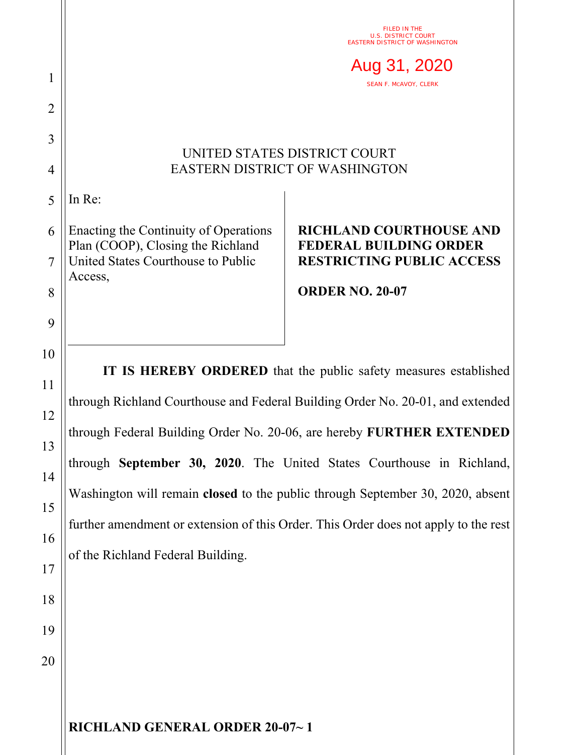FILED IN THE
U.S. DISTRICT COURT
EASTERN DISTRICT OF WASHINGTON

Aug 31, 2020

SEAN F. MCAVOY, CLERK

UNITED STATES DISTRICT COURT
EASTERN DISTRICT OF WASHINGTON

In Re:

Enacting the Continuity of Operations Plan (COOP), Closing the Richland United States Courthouse to Public Access,

**RICHLAND COURTHOUSE AND FEDERAL BUILDING ORDER RESTRICTING PUBLIC ACCESS**

**ORDER NO. 20-07**

**IT IS HEREBY ORDERED** that the public safety measures established through Richland Courthouse and Federal Building Order No. 20-01, and extended through Federal Building Order No. 20-06, are hereby **FURTHER EXTENDED** through **September 30, 2020**. The United States Courthouse in Richland, Washington will remain **closed** to the public through September 30, 2020, absent further amendment or extension of this Order. This Order does not apply to the rest of the Richland Federal Building.

**RICHLAND GENERAL ORDER 20-07~ 1**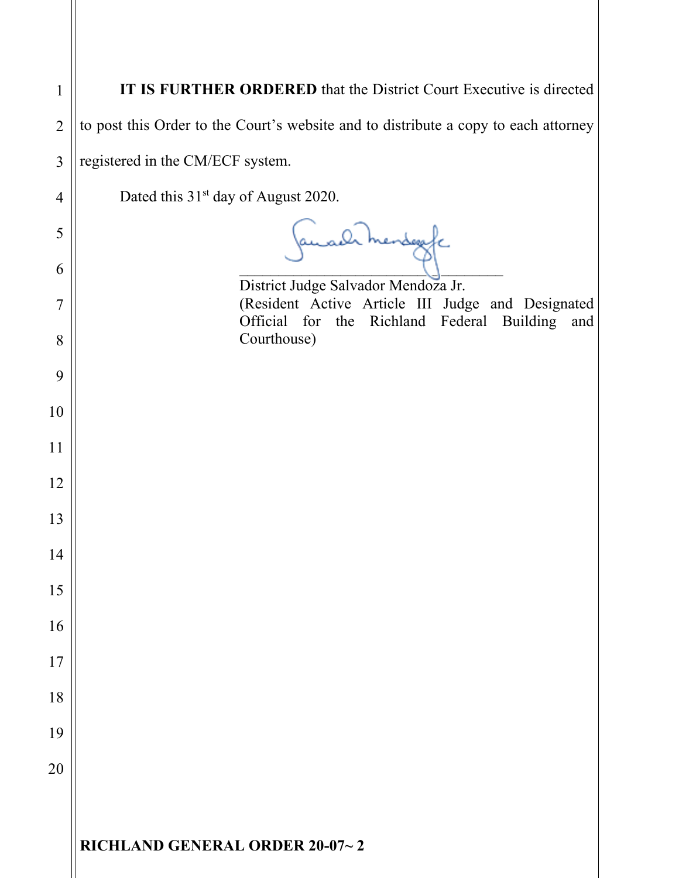**IT IS FURTHER ORDERED** that the District Court Executive is directed to post this Order to the Court's website and to distribute a copy to each attorney registered in the CM/ECF system.

Dated this 31st day of August 2020.

District Judge Salvador Mendoza Jr.
(Resident Active Article III Judge and Designated Official for the Richland Federal Building and Courthouse)